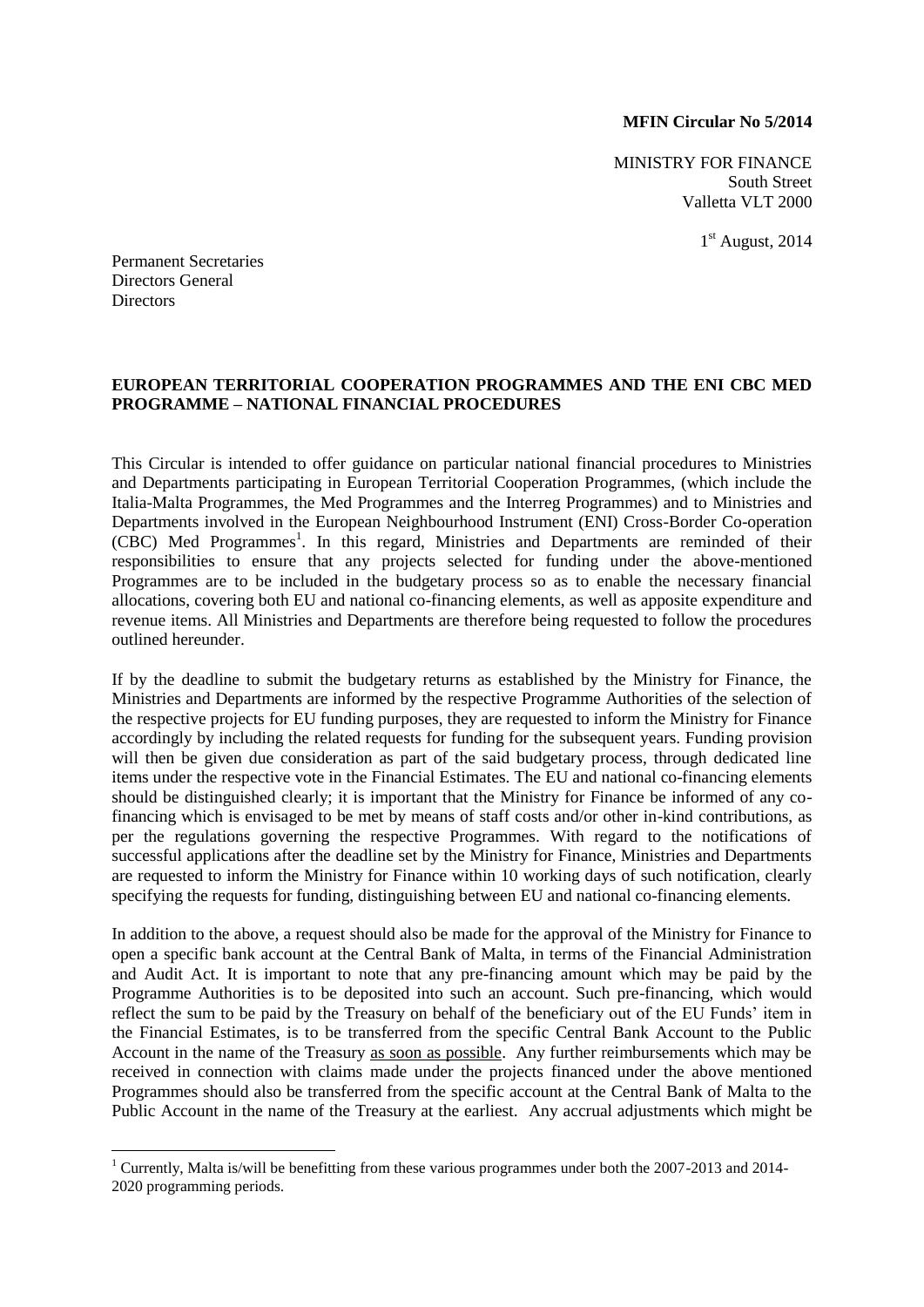**MFIN Circular No 5/2014**

MINISTRY FOR FINANCE
South Street
Valletta VLT 2000

1st August, 2014

Permanent Secretaries
Directors General
Directors

**EUROPEAN TERRITORIAL COOPERATION PROGRAMMES AND THE ENI CBC MED PROGRAMME – NATIONAL FINANCIAL PROCEDURES**

This Circular is intended to offer guidance on particular national financial procedures to Ministries and Departments participating in European Territorial Cooperation Programmes, (which include the Italia-Malta Programmes, the Med Programmes and the Interreg Programmes) and to Ministries and Departments involved in the European Neighbourhood Instrument (ENI) Cross-Border Co-operation (CBC) Med Programmes[1]. In this regard, Ministries and Departments are reminded of their responsibilities to ensure that any projects selected for funding under the above-mentioned Programmes are to be included in the budgetary process so as to enable the necessary financial allocations, covering both EU and national co-financing elements, as well as apposite expenditure and revenue items. All Ministries and Departments are therefore being requested to follow the procedures outlined hereunder.

If by the deadline to submit the budgetary returns as established by the Ministry for Finance, the Ministries and Departments are informed by the respective Programme Authorities of the selection of the respective projects for EU funding purposes, they are requested to inform the Ministry for Finance accordingly by including the related requests for funding for the subsequent years. Funding provision will then be given due consideration as part of the said budgetary process, through dedicated line items under the respective vote in the Financial Estimates. The EU and national co-financing elements should be distinguished clearly; it is important that the Ministry for Finance be informed of any co-financing which is envisaged to be met by means of staff costs and/or other in-kind contributions, as per the regulations governing the respective Programmes. With regard to the notifications of successful applications after the deadline set by the Ministry for Finance, Ministries and Departments are requested to inform the Ministry for Finance within 10 working days of such notification, clearly specifying the requests for funding, distinguishing between EU and national co-financing elements.

In addition to the above, a request should also be made for the approval of the Ministry for Finance to open a specific bank account at the Central Bank of Malta, in terms of the Financial Administration and Audit Act. It is important to note that any pre-financing amount which may be paid by the Programme Authorities is to be deposited into such an account. Such pre-financing, which would reflect the sum to be paid by the Treasury on behalf of the beneficiary out of the EU Funds' item in the Financial Estimates, is to be transferred from the specific Central Bank Account to the Public Account in the name of the Treasury <u>as soon as possible</u>. Any further reimbursements which may be received in connection with claims made under the projects financed under the above mentioned Programmes should also be transferred from the specific account at the Central Bank of Malta to the Public Account in the name of the Treasury at the earliest. Any accrual adjustments which might be

[1] Currently, Malta is/will be benefitting from these various programmes under both the 2007-2013 and 2014-2020 programming periods.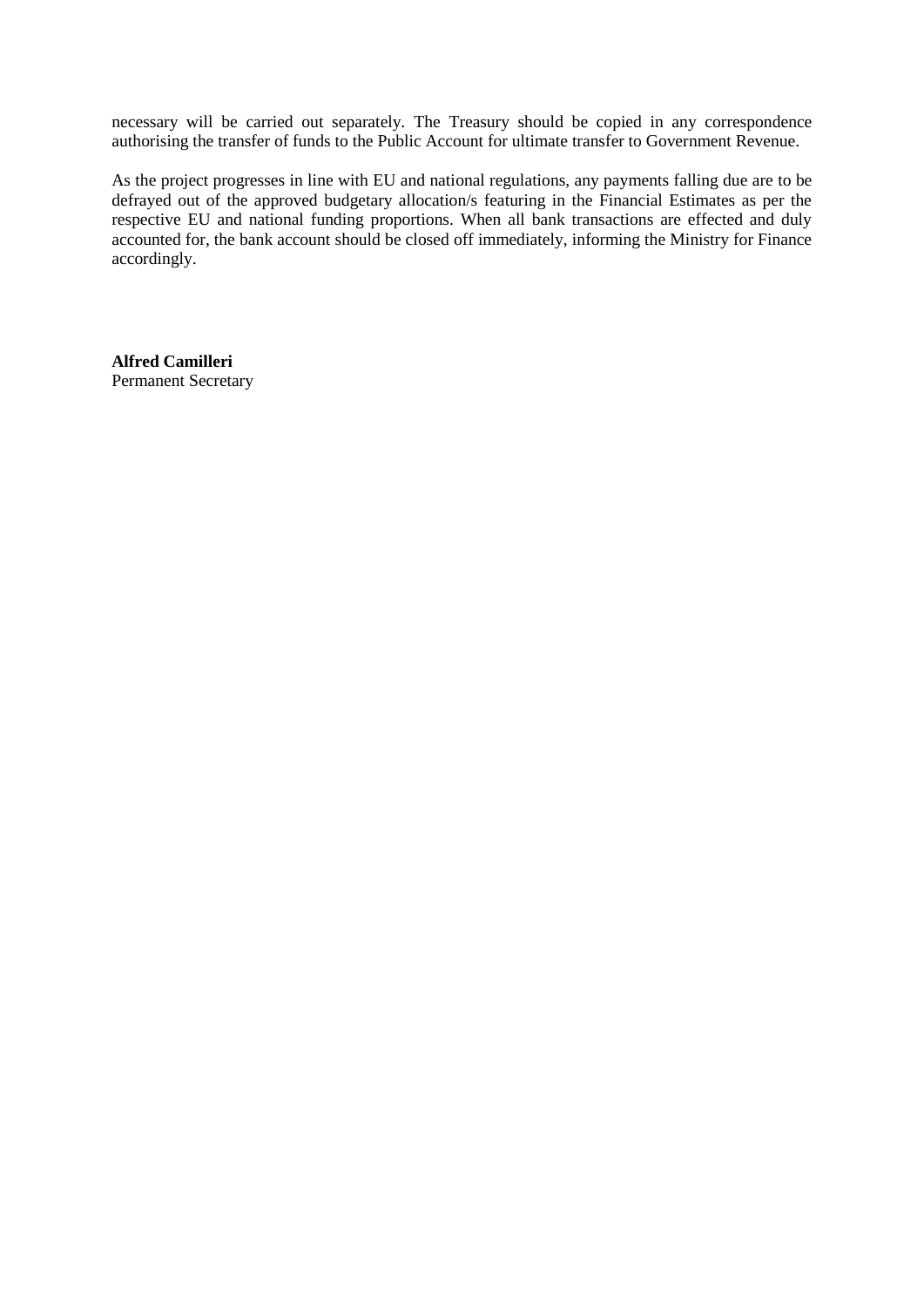necessary will be carried out separately. The Treasury should be copied in any correspondence authorising the transfer of funds to the Public Account for ultimate transfer to Government Revenue.

As the project progresses in line with EU and national regulations, any payments falling due are to be defrayed out of the approved budgetary allocation/s featuring in the Financial Estimates as per the respective EU and national funding proportions. When all bank transactions are effected and duly accounted for, the bank account should be closed off immediately, informing the Ministry for Finance accordingly.

**Alfred Camilleri**
Permanent Secretary